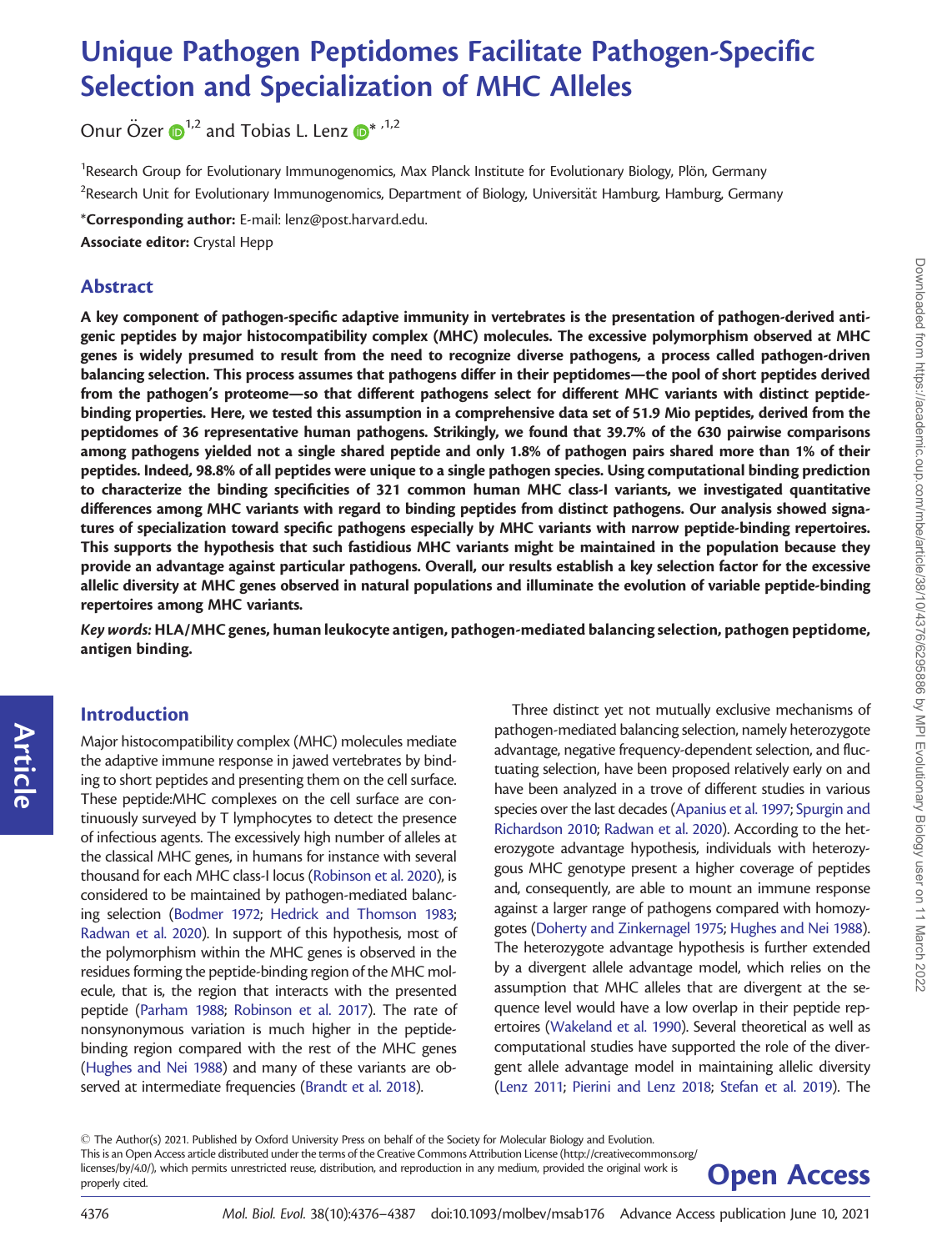# Unique Pathogen Peptidomes Facilitate Pathogen-Specific Selection and Specialization of MHC Alleles

Onur Özer [1,2] and Tobias L. Lenz *[,1,2]

[1]Research Group for Evolutionary Immunogenomics, Max Planck Institute for Evolutionary Biology, Plön, Germany

[2]Research Unit for Evolutionary Immunogenomics, Department of Biology, Universität Hamburg, Hamburg, Germany

***Corresponding author:** E-mail: lenz@post.harvard.edu.

**Associate editor:** Crystal Hepp

## Abstract

**A key component of pathogen-specific adaptive immunity in vertebrates is the presentation of pathogen-derived antigenic peptides by major histocompatibility complex (MHC) molecules. The excessive polymorphism observed at MHC genes is widely presumed to result from the need to recognize diverse pathogens, a process called pathogen-driven balancing selection. This process assumes that pathogens differ in their peptidomes—the pool of short peptides derived from the pathogen's proteome—so that different pathogens select for different MHC variants with distinct peptide-binding properties. Here, we tested this assumption in a comprehensive data set of 51.9 Mio peptides, derived from the peptidomes of 36 representative human pathogens. Strikingly, we found that 39.7% of the 630 pairwise comparisons among pathogens yielded not a single shared peptide and only 1.8% of pathogen pairs shared more than 1% of their peptides. Indeed, 98.8% of all peptides were unique to a single pathogen species. Using computational binding prediction to characterize the binding specificities of 321 common human MHC class-I variants, we investigated quantitative differences among MHC variants with regard to binding peptides from distinct pathogens. Our analysis showed signatures of specialization toward specific pathogens especially by MHC variants with narrow peptide-binding repertoires. This supports the hypothesis that such fastidious MHC variants might be maintained in the population because they provide an advantage against particular pathogens. Overall, our results establish a key selection factor for the excessive allelic diversity at MHC genes observed in natural populations and illuminate the evolution of variable peptide-binding repertoires among MHC variants.**

***Key words:*** **HLA/MHC genes, human leukocyte antigen, pathogen-mediated balancing selection, pathogen peptidome, antigen binding.**

## Introduction

Major histocompatibility complex (MHC) molecules mediate the adaptive immune response in jawed vertebrates by binding to short peptides and presenting them on the cell surface. These peptide:MHC complexes on the cell surface are continuously surveyed by T lymphocytes to detect the presence of infectious agents. The excessively high number of alleles at the classical MHC genes, in humans for instance with several thousand for each MHC class-I locus (Robinson et al. 2020), is considered to be maintained by pathogen-mediated balancing selection (Bodmer 1972; Hedrick and Thomson 1983; Radwan et al. 2020). In support of this hypothesis, most of the polymorphism within the MHC genes is observed in the residues forming the peptide-binding region of the MHC molecule, that is, the region that interacts with the presented peptide (Parham 1988; Robinson et al. 2017). The rate of nonsynonymous variation is much higher in the peptide-binding region compared with the rest of the MHC genes (Hughes and Nei 1988) and many of these variants are observed at intermediate frequencies (Brandt et al. 2018).

Three distinct yet not mutually exclusive mechanisms of pathogen-mediated balancing selection, namely heterozygote advantage, negative frequency-dependent selection, and fluctuating selection, have been proposed relatively early on and have been analyzed in a trove of different studies in various species over the last decades (Apanius et al. 1997; Spurgin and Richardson 2010; Radwan et al. 2020). According to the heterozygote advantage hypothesis, individuals with heterozygous MHC genotype present a higher coverage of peptides and, consequently, are able to mount an immune response against a larger range of pathogens compared with homozygotes (Doherty and Zinkernagel 1975; Hughes and Nei 1988). The heterozygote advantage hypothesis is further extended by a divergent allele advantage model, which relies on the assumption that MHC alleles that are divergent at the sequence level would have a low overlap in their peptide repertoires (Wakeland et al. 1990). Several theoretical as well as computational studies have supported the role of the divergent allele advantage model in maintaining allelic diversity (Lenz 2011; Pierini and Lenz 2018; Stefan et al. 2019). The

© The Author(s) 2021. Published by Oxford University Press on behalf of the Society for Molecular Biology and Evolution. This is an Open Access article distributed under the terms of the Creative Commons Attribution License (http://creativecommons.org/licenses/by/4.0/), which permits unrestricted reuse, distribution, and reproduction in any medium, provided the original work is properly cited.

**Open Access**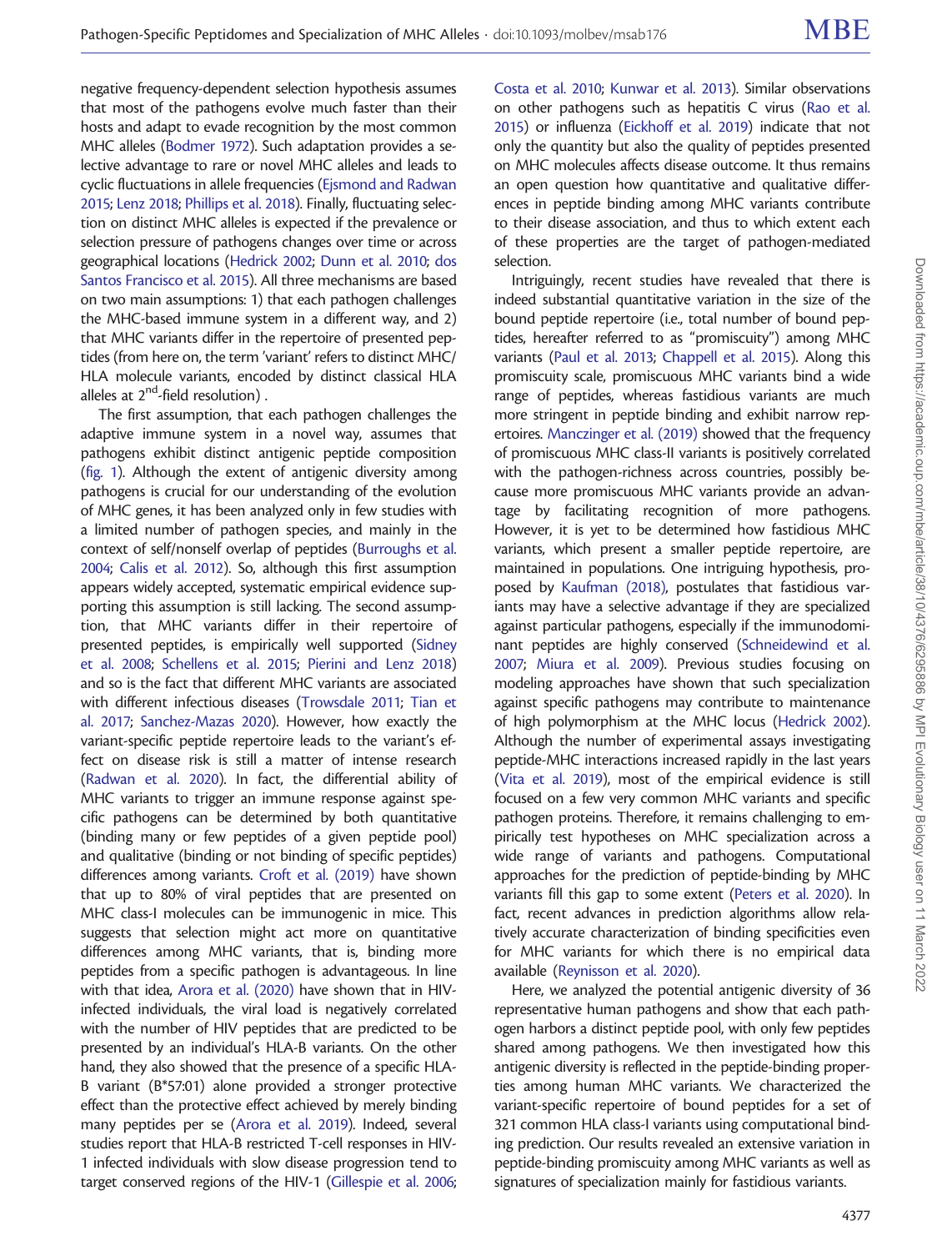negative frequency-dependent selection hypothesis assumes that most of the pathogens evolve much faster than their hosts and adapt to evade recognition by the most common MHC alleles (Bodmer 1972). Such adaptation provides a selective advantage to rare or novel MHC alleles and leads to cyclic fluctuations in allele frequencies (Ejsmond and Radwan 2015; Lenz 2018; Phillips et al. 2018). Finally, fluctuating selection on distinct MHC alleles is expected if the prevalence or selection pressure of pathogens changes over time or across geographical locations (Hedrick 2002; Dunn et al. 2010; dos Santos Francisco et al. 2015). All three mechanisms are based on two main assumptions: 1) that each pathogen challenges the MHC-based immune system in a different way, and 2) that MHC variants differ in the repertoire of presented peptides (from here on, the term 'variant' refers to distinct MHC/HLA molecule variants, encoded by distinct classical HLA alleles at 2nd-field resolution) .

The first assumption, that each pathogen challenges the adaptive immune system in a novel way, assumes that pathogens exhibit distinct antigenic peptide composition (fig. 1). Although the extent of antigenic diversity among pathogens is crucial for our understanding of the evolution of MHC genes, it has been analyzed only in few studies with a limited number of pathogen species, and mainly in the context of self/nonself overlap of peptides (Burroughs et al. 2004; Calis et al. 2012). So, although this first assumption appears widely accepted, systematic empirical evidence supporting this assumption is still lacking. The second assumption, that MHC variants differ in their repertoire of presented peptides, is empirically well supported (Sidney et al. 2008; Schellens et al. 2015; Pierini and Lenz 2018) and so is the fact that different MHC variants are associated with different infectious diseases (Trowsdale 2011; Tian et al. 2017; Sanchez-Mazas 2020). However, how exactly the variant-specific peptide repertoire leads to the variant's effect on disease risk is still a matter of intense research (Radwan et al. 2020). In fact, the differential ability of MHC variants to trigger an immune response against specific pathogens can be determined by both quantitative (binding many or few peptides of a given peptide pool) and qualitative (binding or not binding of specific peptides) differences among variants. Croft et al. (2019) have shown that up to 80% of viral peptides that are presented on MHC class-I molecules can be immunogenic in mice. This suggests that selection might act more on quantitative differences among MHC variants, that is, binding more peptides from a specific pathogen is advantageous. In line with that idea, Arora et al. (2020) have shown that in HIV-infected individuals, the viral load is negatively correlated with the number of HIV peptides that are predicted to be presented by an individual's HLA-B variants. On the other hand, they also showed that the presence of a specific HLA-B variant (B*57:01) alone provided a stronger protective effect than the protective effect achieved by merely binding many peptides per se (Arora et al. 2019). Indeed, several studies report that HLA-B restricted T-cell responses in HIV-1 infected individuals with slow disease progression tend to target conserved regions of the HIV-1 (Gillespie et al. 2006; Costa et al. 2010; Kunwar et al. 2013). Similar observations on other pathogens such as hepatitis C virus (Rao et al. 2015) or influenza (Eickhoff et al. 2019) indicate that not only the quantity but also the quality of peptides presented on MHC molecules affects disease outcome. It thus remains an open question how quantitative and qualitative differences in peptide binding among MHC variants contribute to their disease association, and thus to which extent each of these properties are the target of pathogen-mediated selection.

Intriguingly, recent studies have revealed that there is indeed substantial quantitative variation in the size of the bound peptide repertoire (i.e., total number of bound peptides, hereafter referred to as "promiscuity") among MHC variants (Paul et al. 2013; Chappell et al. 2015). Along this promiscuity scale, promiscuous MHC variants bind a wide range of peptides, whereas fastidious variants are much more stringent in peptide binding and exhibit narrow repertoires. Manczinger et al. (2019) showed that the frequency of promiscuous MHC class-II variants is positively correlated with the pathogen-richness across countries, possibly because more promiscuous MHC variants provide an advantage by facilitating recognition of more pathogens. However, it is yet to be determined how fastidious MHC variants, which present a smaller peptide repertoire, are maintained in populations. One intriguing hypothesis, proposed by Kaufman (2018), postulates that fastidious variants may have a selective advantage if they are specialized against particular pathogens, especially if the immunodominant peptides are highly conserved (Schneidewind et al. 2007; Miura et al. 2009). Previous studies focusing on modeling approaches have shown that such specialization against specific pathogens may contribute to maintenance of high polymorphism at the MHC locus (Hedrick 2002). Although the number of experimental assays investigating peptide-MHC interactions increased rapidly in the last years (Vita et al. 2019), most of the empirical evidence is still focused on a few very common MHC variants and specific pathogen proteins. Therefore, it remains challenging to empirically test hypotheses on MHC specialization across a wide range of variants and pathogens. Computational approaches for the prediction of peptide-binding by MHC variants fill this gap to some extent (Peters et al. 2020). In fact, recent advances in prediction algorithms allow relatively accurate characterization of binding specificities even for MHC variants for which there is no empirical data available (Reynisson et al. 2020).

Here, we analyzed the potential antigenic diversity of 36 representative human pathogens and show that each pathogen harbors a distinct peptide pool, with only few peptides shared among pathogens. We then investigated how this antigenic diversity is reflected in the peptide-binding properties among human MHC variants. We characterized the variant-specific repertoire of bound peptides for a set of 321 common HLA class-I variants using computational binding prediction. Our results revealed an extensive variation in peptide-binding promiscuity among MHC variants as well as signatures of specialization mainly for fastidious variants.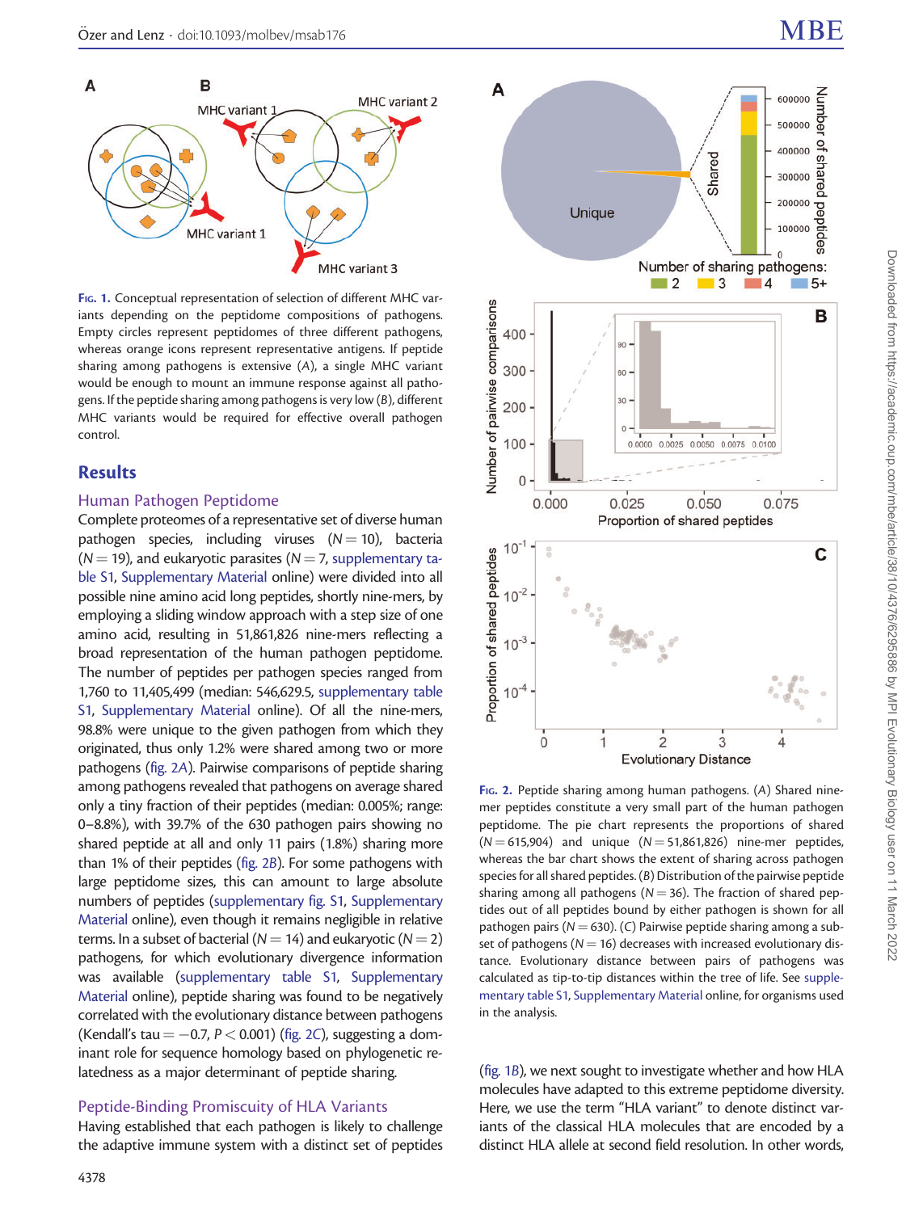A

B

MHC variant 1

MHC variant 2

MHC variant 1

MHC variant 3

**Fig. 1.** Conceptual representation of selection of different MHC variants depending on the peptidome compositions of pathogens. Empty circles represent peptidomes of three different pathogens, whereas orange icons represent representative antigens. If peptide sharing among pathogens is extensive (*A*), a single MHC variant would be enough to mount an immune response against all pathogens. If the peptide sharing among pathogens is very low (*B*), different MHC variants would be required for effective overall pathogen control.

## Results

### Human Pathogen Peptidome

Complete proteomes of a representative set of diverse human pathogen species, including viruses ($N = 10$), bacteria ($N = 19$), and eukaryotic parasites ($N = 7$, supplementary table S1, Supplementary Material online) were divided into all possible nine amino acid long peptides, shortly nine-mers, by employing a sliding window approach with a step size of one amino acid, resulting in 51,861,826 nine-mers reflecting a broad representation of the human pathogen peptidome. The number of peptides per pathogen species ranged from 1,760 to 11,405,499 (median: 546,629.5, supplementary table S1, Supplementary Material online). Of all the nine-mers, 98.8% were unique to the given pathogen from which they originated, thus only 1.2% were shared among two or more pathogens (fig. 2A). Pairwise comparisons of peptide sharing among pathogens revealed that pathogens on average shared only a tiny fraction of their peptides (median: 0.005%; range: 0–8.8%), with 39.7% of the 630 pathogen pairs showing no shared peptide at all and only 11 pairs (1.8%) sharing more than 1% of their peptides (fig. 2B). For some pathogens with large peptidome sizes, this can amount to large absolute numbers of peptides (supplementary fig. S1, Supplementary Material online), even though it remains negligible in relative terms. In a subset of bacterial ($N = 14$) and eukaryotic ($N = 2$) pathogens, for which evolutionary divergence information was available (supplementary table S1, Supplementary Material online), peptide sharing was found to be negatively correlated with the evolutionary distance between pathogens (Kendall's tau $= -0.7$, $P < 0.001$) (fig. 2C), suggesting a dominant role for sequence homology based on phylogenetic relatedness as a major determinant of peptide sharing.

### Peptide-Binding Promiscuity of HLA Variants

Having established that each pathogen is likely to challenge the adaptive immune system with a distinct set of peptides

A

Unique

Shared

Number of shared peptides

600000
500000
400000
300000
200000
100000
0

Number of sharing pathogens: 2 3 4 5+

B

Number of pairwise comparisons

400
300
200
100
0

90
60
30
0

0.0000 0.0025 0.0050 0.0075 0.0100

0.000 0.025 0.050 0.075

Proportion of shared peptides

C

Proportion of shared peptides

$10^{-1}$
$10^{-2}$
$10^{-3}$
$10^{-4}$

0 1 2 3 4

Evolutionary Distance

**Fig. 2.** Peptide sharing among human pathogens. (*A*) Shared nine-mer peptides constitute a very small part of the human pathogen peptidome. The pie chart represents the proportions of shared ($N = 615{,}904$) and unique ($N = 51{,}861{,}826$) nine-mer peptides, whereas the bar chart shows the extent of sharing across pathogen species for all shared peptides. (*B*) Distribution of the pairwise peptide sharing among all pathogens ($N = 36$). The fraction of shared peptides out of all peptides bound by either pathogen is shown for all pathogen pairs ($N = 630$). (*C*) Pairwise peptide sharing among a subset of pathogens ($N = 16$) decreases with increased evolutionary distance. Evolutionary distance between pairs of pathogens was calculated as tip-to-tip distances within the tree of life. See supplementary table S1, Supplementary Material online, for organisms used in the analysis.

(fig. 1B), we next sought to investigate whether and how HLA molecules have adapted to this extreme peptide diversity. Here, we use the term "HLA variant" to denote distinct variants of the classical HLA molecules that are encoded by a distinct HLA allele at second field resolution. In other words,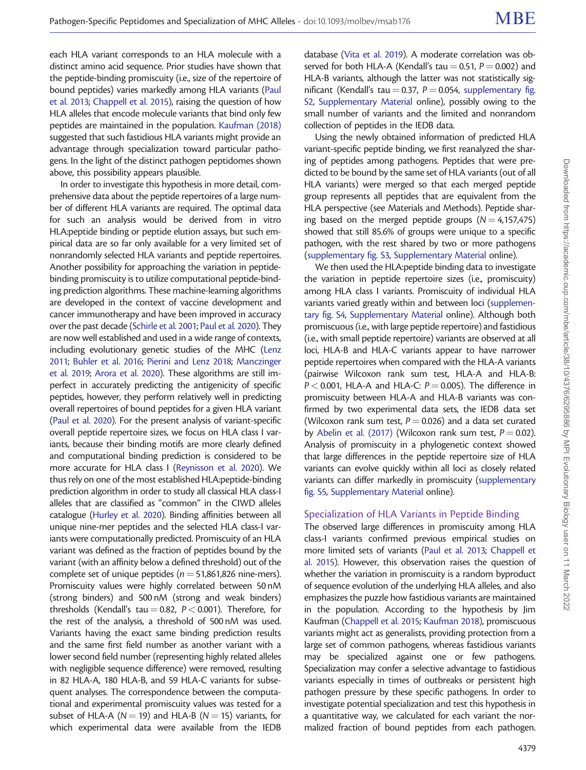each HLA variant corresponds to an HLA molecule with a distinct amino acid sequence. Prior studies have shown that the peptide-binding promiscuity (i.e., size of the repertoire of bound peptides) varies markedly among HLA variants (Paul et al. 2013; Chappell et al. 2015), raising the question of how HLA alleles that encode molecule variants that bind only few peptides are maintained in the population. Kaufman (2018) suggested that such fastidious HLA variants might provide an advantage through specialization toward particular pathogens. In the light of the distinct pathogen peptidomes shown above, this possibility appears plausible.

In order to investigate this hypothesis in more detail, comprehensive data about the peptide repertoires of a large number of different HLA variants are required. The optimal data for such an analysis would be derived from in vitro HLA:peptide binding or peptide elution assays, but such empirical data are so far only available for a very limited set of nonrandomly selected HLA variants and peptide repertoires. Another possibility for approaching the variation in peptide-binding promiscuity is to utilize computational peptide-binding prediction algorithms. These machine-learning algorithms are developed in the context of vaccine development and cancer immunotherapy and have been improved in accuracy over the past decade (Schirle et al. 2001; Paul et al. 2020). They are now well established and used in a wide range of contexts, including evolutionary genetic studies of the MHC (Lenz 2011; Buhler et al. 2016; Pierini and Lenz 2018; Manczinger et al. 2019; Arora et al. 2020). These algorithms are still imperfect in accurately predicting the antigenicity of specific peptides, however, they perform relatively well in predicting overall repertoires of bound peptides for a given HLA variant (Paul et al. 2020). For the present analysis of variant-specific overall peptide repertoire sizes, we focus on HLA class I variants, because their binding motifs are more clearly defined and computational binding prediction is considered to be more accurate for HLA class I (Reynisson et al. 2020). We thus rely on one of the most established HLA:peptide-binding prediction algorithm in order to study all classical HLA class-I alleles that are classified as "common" in the CIWD alleles catalogue (Hurley et al. 2020). Binding affinities between all unique nine-mer peptides and the selected HLA class-I variants were computationally predicted. Promiscuity of an HLA variant was defined as the fraction of peptides bound by the variant (with an affinity below a defined threshold) out of the complete set of unique peptides ($n = 51{,}861{,}826$ nine-mers). Promiscuity values were highly correlated between 50 nM (strong binders) and 500 nM (strong and weak binders) thresholds (Kendall's tau = 0.82, $P < 0.001$). Therefore, for the rest of the analysis, a threshold of 500 nM was used. Variants having the exact same binding prediction results and the same first field number as another variant with a lower second field number (representing highly related alleles with negligible sequence difference) were removed, resulting in 82 HLA-A, 180 HLA-B, and 59 HLA-C variants for subsequent analyses. The correspondence between the computational and experimental promiscuity values was tested for a subset of HLA-A ($N = 19$) and HLA-B ($N = 15$) variants, for which experimental data were available from the IEDB database (Vita et al. 2019). A moderate correlation was observed for both HLA-A (Kendall's tau = 0.51, $P = 0.002$) and HLA-B variants, although the latter was not statistically significant (Kendall's tau = 0.37, $P = 0.054$, supplementary fig. S2, Supplementary Material online), possibly owing to the small number of variants and the limited and nonrandom collection of peptides in the IEDB data.

Using the newly obtained information of predicted HLA variant-specific peptide binding, we first reanalyzed the sharing of peptides among pathogens. Peptides that were predicted to be bound by the same set of HLA variants (out of all HLA variants) were merged so that each merged peptide group represents all peptides that are equivalent from the HLA perspective (see Materials and Methods). Peptide sharing based on the merged peptide groups ($N = 4{,}157{,}475$) showed that still 85.6% of groups were unique to a specific pathogen, with the rest shared by two or more pathogens (supplementary fig. S3, Supplementary Material online).

We then used the HLA:peptide binding data to investigate the variation in peptide repertoire sizes (i.e., promiscuity) among HLA class I variants. Promiscuity of individual HLA variants varied greatly within and between loci (supplementary fig. S4, Supplementary Material online). Although both promiscuous (i.e., with large peptide repertoire) and fastidious (i.e., with small peptide repertoire) variants are observed at all loci, HLA-B and HLA-C variants appear to have narrower peptide repertoires when compared with the HLA-A variants (pairwise Wilcoxon rank sum test, HLA-A and HLA-B: $P < 0.001$, HLA-A and HLA-C: $P = 0.005$). The difference in promiscuity between HLA-A and HLA-B variants was confirmed by two experimental data sets, the IEDB data set (Wilcoxon rank sum test, $P = 0.026$) and a data set curated by Abelin et al. (2017) (Wilcoxon rank sum test, $P = 0.02$). Analysis of promiscuity in a phylogenetic context showed that large differences in the peptide repertoire size of HLA variants can evolve quickly within all loci as closely related variants can differ markedly in promiscuity (supplementary fig. S5, Supplementary Material online).

## Specialization of HLA Variants in Peptide Binding

The observed large differences in promiscuity among HLA class-I variants confirmed previous empirical studies on more limited sets of variants (Paul et al. 2013; Chappell et al. 2015). However, this observation raises the question of whether the variation in promiscuity is a random byproduct of sequence evolution of the underlying HLA alleles, and also emphasizes the puzzle how fastidious variants are maintained in the population. According to the hypothesis by Jim Kaufman (Chappell et al. 2015; Kaufman 2018), promiscuous variants might act as generalists, providing protection from a large set of common pathogens, whereas fastidious variants may be specialized against one or few pathogens. Specialization may confer a selective advantage to fastidious variants especially in times of outbreaks or persistent high pathogen pressure by these specific pathogens. In order to investigate potential specialization and test this hypothesis in a quantitative way, we calculated for each variant the normalized fraction of bound peptides from each pathogen.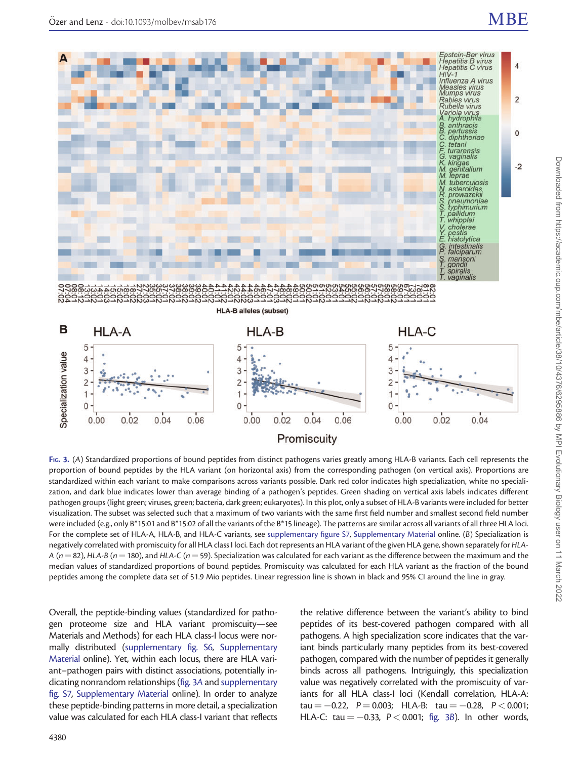A

Epstein-Bar virus
Hepatitis B virus
Hepatitis C virus
HIV-1
Influenza A virus
Measles virus
Mumps virus
Rabies virus
Rubella virus
Variola virus
A. hydrophila
B. anthracis
B. pertussis
C. diphtheriae
C. tetani
F. turarensis
G. vaginalis
K. kingae
M. genitalium
M. leprae
M. tuberculosis
N. asteroides
R. prowazekii
S. pneumoniae
S. typhimurium
T. pallidum
T. whipplei
V. cholerae
Y. pestis
E. histolytica
G. intestinalis
P. falciparum
S. mansoni
T. gondii
T. spiralis
T. vaginalis

4
2
0
-2

07:02 08:01 08:12 13:01 13:02 14:01 14:03 15:01 15:02 18:01 18:02 27:02 27:03 35:01 35:02 37:01 37:02 38:01 38:02 39:01 39:02 40:01 40:02 41:01 41:02 42:01 42:02 44:02 44:03 45:01 46:01 47:01 47:02 48:01 48:02 49:01 50:01 50:02 51:01 51:02 52:01 53:01 54:01 55:01 55:02 56:01 56:02 57:01 57:02 58:01 58:02 59:01 67:01 73:01 78:01 81:01 82:01

HLA-B alleles (subset)

B

HLA-A
HLA-B
HLA-C

Specialization value
0 1 2 3 4 5

0.00 0.02 0.04 0.06
0.00 0.02 0.04 0.06
0.00 0.02 0.04

Promiscuity

**Fig. 3.** (*A*) Standardized proportions of bound peptides from distinct pathogens varies greatly among HLA-B variants. Each cell represents the proportion of bound peptides by the HLA variant (on horizontal axis) from the corresponding pathogen (on vertical axis). Proportions are standardized within each variant to make comparisons across variants possible. Dark red color indicates high specialization, white no specialization, and dark blue indicates lower than average binding of a pathogen's peptides. Green shading on vertical axis labels indicates different pathogen groups (light green; viruses, green; bacteria, dark green; eukaryotes). In this plot, only a subset of HLA-B variants were included for better visualization. The subset was selected such that a maximum of two variants with the same first field number and smallest second field number were included (e.g., only B*15:01 and B*15:02 of all the variants of the B*15 lineage). The patterns are similar across all variants of all three HLA loci. For the complete set of HLA-A, HLA-B, and HLA-C variants, see supplementary figure S7, Supplementary Material online. (*B*) Specialization is negatively correlated with promiscuity for all HLA class I loci. Each dot represents an HLA variant of the given HLA gene, shown separately for *HLA-A* ($n = 82$), *HLA-B* ($n = 180$), and *HLA-C* ($n = 59$). Specialization was calculated for each variant as the difference between the maximum and the median values of standardized proportions of bound peptides. Promiscuity was calculated for each HLA variant as the fraction of the bound peptides among the complete data set of 51.9 Mio peptides. Linear regression line is shown in black and 95% CI around the line in gray.

Overall, the peptide-binding values (standardized for pathogen proteome size and HLA variant promiscuity—see Materials and Methods) for each HLA class-I locus were normally distributed (supplementary fig. S6, Supplementary Material online). Yet, within each locus, there are HLA variant–pathogen pairs with distinct associations, potentially indicating nonrandom relationships (fig. 3A and supplementary fig. S7, Supplementary Material online). In order to analyze these peptide-binding patterns in more detail, a specialization value was calculated for each HLA class-I variant that reflects the relative difference between the variant's ability to bind peptides of its best-covered pathogen compared with all pathogens. A high specialization score indicates that the variant binds particularly many peptides from its best-covered pathogen, compared with the number of peptides it generally binds across all pathogens. Intriguingly, this specialization value was negatively correlated with the promiscuity of variants for all HLA class-I loci (Kendall correlation, HLA-A: tau $= -0.22$, $P = 0.003$; HLA-B: tau $= -0.28$, $P < 0.001$; HLA-C: tau $= -0.33$, $P < 0.001$; fig. 3B). In other words,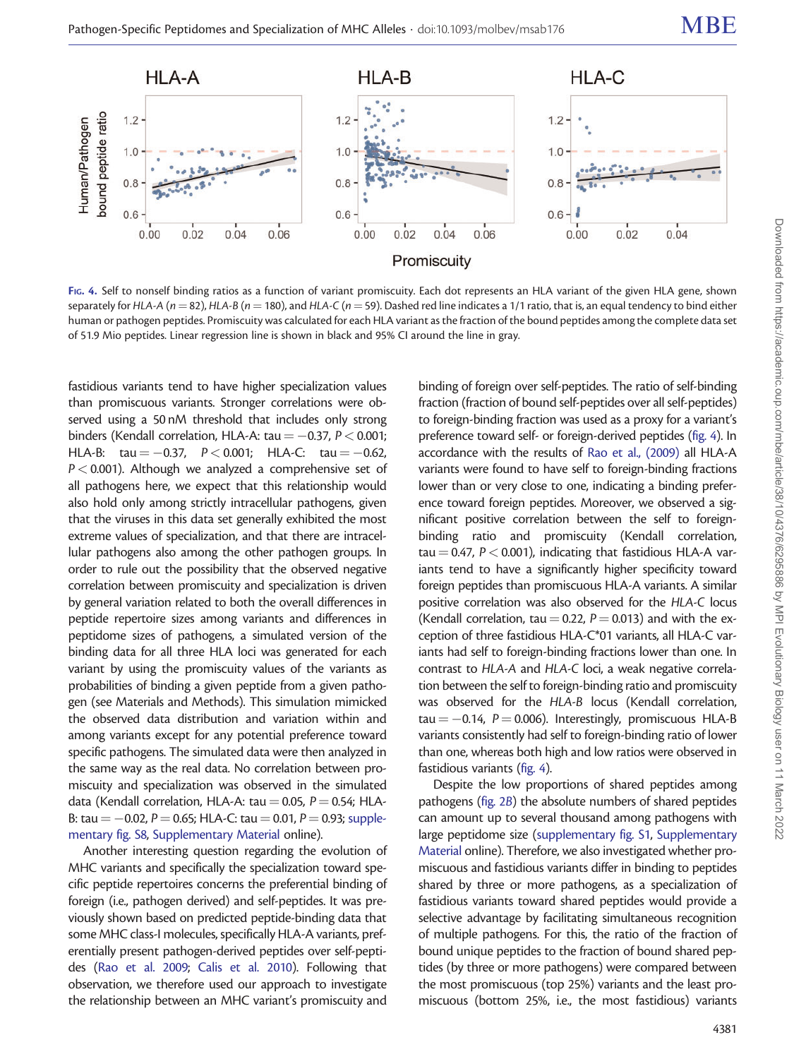HLA-A

HLA-B

HLA-C

Human/Pathogen bound peptide ratio

1.2
1.0
0.8
0.6

0.00 0.02 0.04 0.06

0.00 0.02 0.04 0.06

0.00 0.02 0.04

Promiscuity

**Fig. 4.** Self to nonself binding ratios as a function of variant promiscuity. Each dot represents an HLA variant of the given HLA gene, shown separately for *HLA-A* ($n = 82$), *HLA-B* ($n = 180$), and *HLA-C* ($n = 59$). Dashed red line indicates a 1/1 ratio, that is, an equal tendency to bind either human or pathogen peptides. Promiscuity was calculated for each HLA variant as the fraction of the bound peptides among the complete data set of 51.9 Mio peptides. Linear regression line is shown in black and 95% CI around the line in gray.

fastidious variants tend to have higher specialization values than promiscuous variants. Stronger correlations were observed using a 50 nM threshold that includes only strong binders (Kendall correlation, HLA-A: tau = −0.37, $P < 0.001$; HLA-B: tau = −0.37, $P < 0.001$; HLA-C: tau = −0.62, $P < 0.001$). Although we analyzed a comprehensive set of all pathogens here, we expect that this relationship would also hold only among strictly intracellular pathogens, given that the viruses in this data set generally exhibited the most extreme values of specialization, and that there are intracellular pathogens also among the other pathogen groups. In order to rule out the possibility that the observed negative correlation between promiscuity and specialization is driven by general variation related to both the overall differences in peptide repertoire sizes among variants and differences in peptidome sizes of pathogens, a simulated version of the binding data for all three HLA loci was generated for each variant by using the promiscuity values of the variants as probabilities of binding a given peptide from a given pathogen (see Materials and Methods). This simulation mimicked the observed data distribution and variation within and among variants except for any potential preference toward specific pathogens. The simulated data were then analyzed in the same way as the real data. No correlation between promiscuity and specialization was observed in the simulated data (Kendall correlation, HLA-A: tau = 0.05, $P = 0.54$; HLA-B: tau = −0.02, $P = 0.65$; HLA-C: tau = 0.01, $P = 0.93$; supplementary fig. S8, Supplementary Material online).

Another interesting question regarding the evolution of MHC variants and specifically the specialization toward specific peptide repertoires concerns the preferential binding of foreign (i.e., pathogen derived) and self-peptides. It was previously shown based on predicted peptide-binding data that some MHC class-I molecules, specifically HLA-A variants, preferentially present pathogen-derived peptides over self-peptides (Rao et al. 2009; Calis et al. 2010). Following that observation, we therefore used our approach to investigate the relationship between an MHC variant's promiscuity and binding of foreign over self-peptides. The ratio of self-binding fraction (fraction of bound self-peptides over all self-peptides) to foreign-binding fraction was used as a proxy for a variant's preference toward self- or foreign-derived peptides (fig. 4). In accordance with the results of Rao et al., (2009) all HLA-A variants were found to have self to foreign-binding fractions lower than or very close to one, indicating a binding preference toward foreign peptides. Moreover, we observed a significant positive correlation between the self to foreign-binding ratio and promiscuity (Kendall correlation, tau = 0.47, $P < 0.001$), indicating that fastidious HLA-A variants tend to have a significantly higher specificity toward foreign peptides than promiscuous HLA-A variants. A similar positive correlation was also observed for the *HLA-C* locus (Kendall correlation, tau = 0.22, $P = 0.013$) and with the exception of three fastidious HLA-C*01 variants, all HLA-C variants had self to foreign-binding fractions lower than one. In contrast to *HLA-A* and *HLA-C* loci, a weak negative correlation between the self to foreign-binding ratio and promiscuity was observed for the *HLA-B* locus (Kendall correlation, tau = −0.14, $P = 0.006$). Interestingly, promiscuous HLA-B variants consistently had self to foreign-binding ratio of lower than one, whereas both high and low ratios were observed in fastidious variants (fig. 4).

Despite the low proportions of shared peptides among pathogens (fig. 2B) the absolute numbers of shared peptides can amount up to several thousand among pathogens with large peptidome size (supplementary fig. S1, Supplementary Material online). Therefore, we also investigated whether promiscuous and fastidious variants differ in binding to peptides shared by three or more pathogens, as a specialization of fastidious variants toward shared peptides would provide a selective advantage by facilitating simultaneous recognition of multiple pathogens. For this, the ratio of the fraction of bound unique peptides to the fraction of bound shared peptides (by three or more pathogens) were compared between the most promiscuous (top 25%) variants and the least promiscuous (bottom 25%, i.e., the most fastidious) variants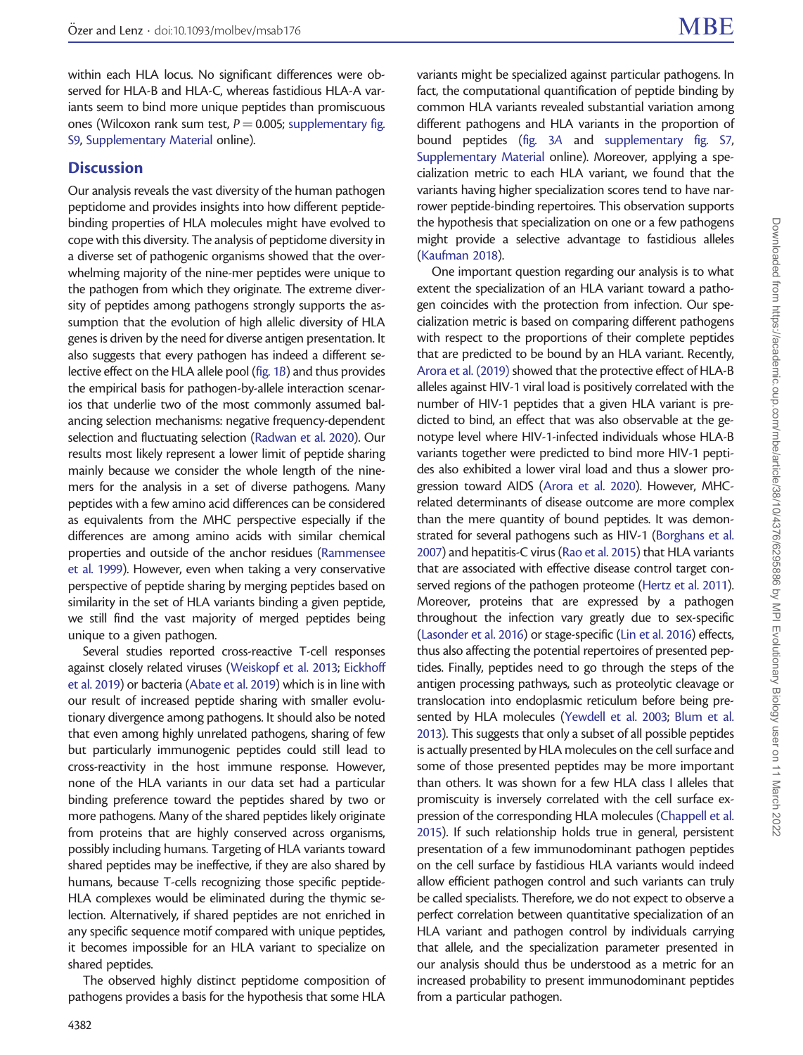within each HLA locus. No significant differences were observed for HLA-B and HLA-C, whereas fastidious HLA-A variants seem to bind more unique peptides than promiscuous ones (Wilcoxon rank sum test, $P = 0.005$; supplementary fig. S9, Supplementary Material online).

## Discussion

Our analysis reveals the vast diversity of the human pathogen peptidome and provides insights into how different peptide-binding properties of HLA molecules might have evolved to cope with this diversity. The analysis of peptidome diversity in a diverse set of pathogenic organisms showed that the overwhelming majority of the nine-mer peptides were unique to the pathogen from which they originate. The extreme diversity of peptides among pathogens strongly supports the assumption that the evolution of high allelic diversity of HLA genes is driven by the need for diverse antigen presentation. It also suggests that every pathogen has indeed a different selective effect on the HLA allele pool (fig. 1B) and thus provides the empirical basis for pathogen-by-allele interaction scenarios that underlie two of the most commonly assumed balancing selection mechanisms: negative frequency-dependent selection and fluctuating selection (Radwan et al. 2020). Our results most likely represent a lower limit of peptide sharing mainly because we consider the whole length of the nine-mers for the analysis in a set of diverse pathogens. Many peptides with a few amino acid differences can be considered as equivalents from the MHC perspective especially if the differences are among amino acids with similar chemical properties and outside of the anchor residues (Rammensee et al. 1999). However, even when taking a very conservative perspective of peptide sharing by merging peptides based on similarity in the set of HLA variants binding a given peptide, we still find the vast majority of merged peptides being unique to a given pathogen.

Several studies reported cross-reactive T-cell responses against closely related viruses (Weiskopf et al. 2013; Eickhoff et al. 2019) or bacteria (Abate et al. 2019) which is in line with our result of increased peptide sharing with smaller evolutionary divergence among pathogens. It should also be noted that even among highly unrelated pathogens, sharing of few but particularly immunogenic peptides could still lead to cross-reactivity in the host immune response. However, none of the HLA variants in our data set had a particular binding preference toward the peptides shared by two or more pathogens. Many of the shared peptides likely originate from proteins that are highly conserved across organisms, possibly including humans. Targeting of HLA variants toward shared peptides may be ineffective, if they are also shared by humans, because T-cells recognizing those specific peptide-HLA complexes would be eliminated during the thymic selection. Alternatively, if shared peptides are not enriched in any specific sequence motif compared with unique peptides, it becomes impossible for an HLA variant to specialize on shared peptides.

The observed highly distinct peptidome composition of pathogens provides a basis for the hypothesis that some HLA variants might be specialized against particular pathogens. In fact, the computational quantification of peptide binding by common HLA variants revealed substantial variation among different pathogens and HLA variants in the proportion of bound peptides (fig. 3A and supplementary fig. S7, Supplementary Material online). Moreover, applying a specialization metric to each HLA variant, we found that the variants having higher specialization scores tend to have narrower peptide-binding repertoires. This observation supports the hypothesis that specialization on one or a few pathogens might provide a selective advantage to fastidious alleles (Kaufman 2018).

One important question regarding our analysis is to what extent the specialization of an HLA variant toward a pathogen coincides with the protection from infection. Our specialization metric is based on comparing different pathogens with respect to the proportions of their complete peptides that are predicted to be bound by an HLA variant. Recently, Arora et al. (2019) showed that the protective effect of HLA-B alleles against HIV-1 viral load is positively correlated with the number of HIV-1 peptides that a given HLA variant is predicted to bind, an effect that was also observable at the genotype level where HIV-1-infected individuals whose HLA-B variants together were predicted to bind more HIV-1 peptides also exhibited a lower viral load and thus a slower progression toward AIDS (Arora et al. 2020). However, MHC-related determinants of disease outcome are more complex than the mere quantity of bound peptides. It was demonstrated for several pathogens such as HIV-1 (Borghans et al. 2007) and hepatitis-C virus (Rao et al. 2015) that HLA variants that are associated with effective disease control target conserved regions of the pathogen proteome (Hertz et al. 2011). Moreover, proteins that are expressed by a pathogen throughout the infection vary greatly due to sex-specific (Lasonder et al. 2016) or stage-specific (Lin et al. 2016) effects, thus also affecting the potential repertoires of presented peptides. Finally, peptides need to go through the steps of the antigen processing pathways, such as proteolytic cleavage or translocation into endoplasmic reticulum before being presented by HLA molecules (Yewdell et al. 2003; Blum et al. 2013). This suggests that only a subset of all possible peptides is actually presented by HLA molecules on the cell surface and some of those presented peptides may be more important than others. It was shown for a few HLA class I alleles that promiscuity is inversely correlated with the cell surface expression of the corresponding HLA molecules (Chappell et al. 2015). If such relationship holds true in general, persistent presentation of a few immunodominant pathogen peptides on the cell surface by fastidious HLA variants would indeed allow efficient pathogen control and such variants can truly be called specialists. Therefore, we do not expect to observe a perfect correlation between quantitative specialization of an HLA variant and pathogen control by individuals carrying that allele, and the specialization parameter presented in our analysis should thus be understood as a metric for an increased probability to present immunodominant peptides from a particular pathogen.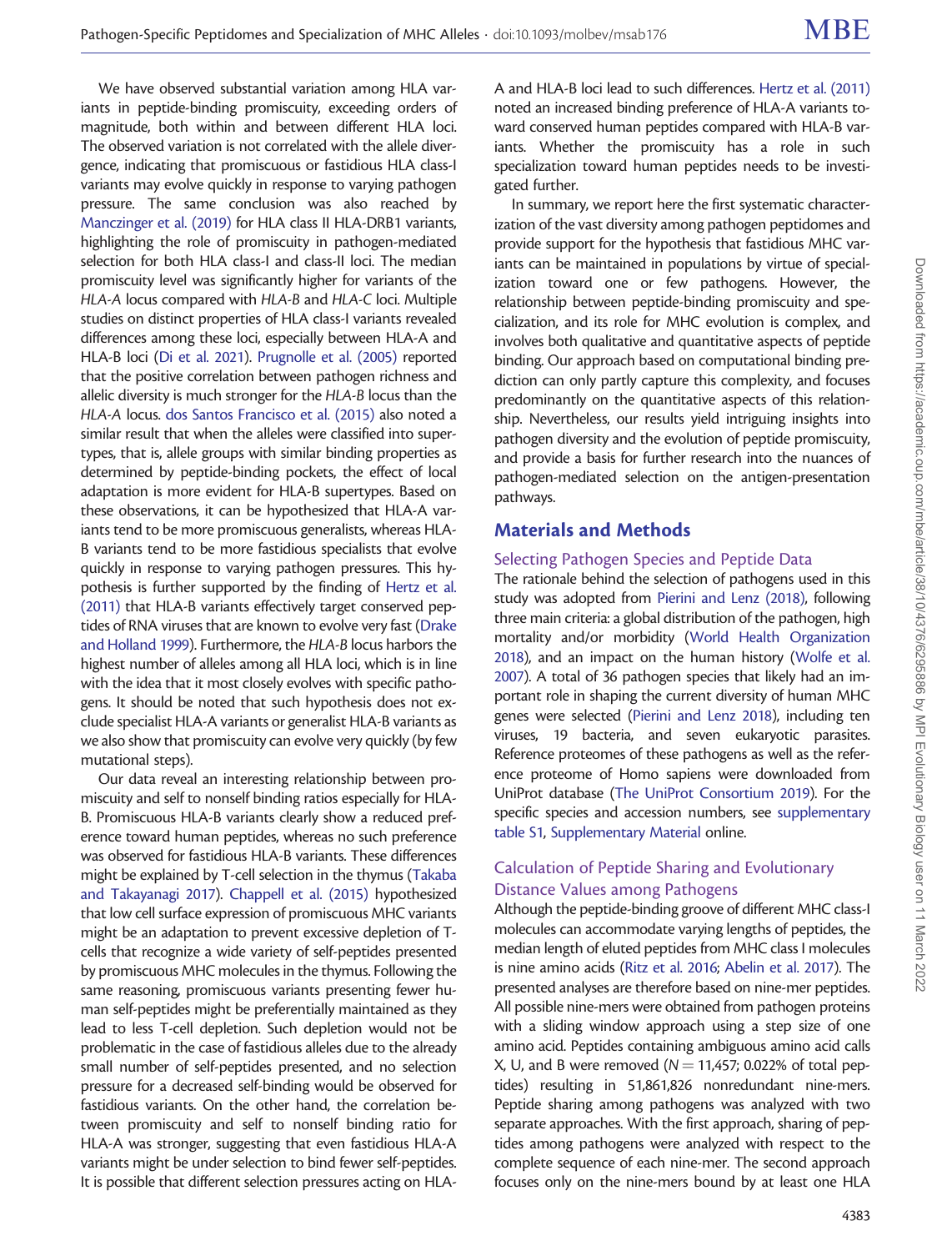We have observed substantial variation among HLA variants in peptide-binding promiscuity, exceeding orders of magnitude, both within and between different HLA loci. The observed variation is not correlated with the allele divergence, indicating that promiscuous or fastidious HLA class-I variants may evolve quickly in response to varying pathogen pressure. The same conclusion was also reached by Manczinger et al. (2019) for HLA class II HLA-DRB1 variants, highlighting the role of promiscuity in pathogen-mediated selection for both HLA class-I and class-II loci. The median promiscuity level was significantly higher for variants of the *HLA-A* locus compared with *HLA-B* and *HLA-C* loci. Multiple studies on distinct properties of HLA class-I variants revealed differences among these loci, especially between HLA-A and HLA-B loci (Di et al. 2021). Prugnolle et al. (2005) reported that the positive correlation between pathogen richness and allelic diversity is much stronger for the *HLA-B* locus than the *HLA-A* locus. dos Santos Francisco et al. (2015) also noted a similar result that when the alleles were classified into supertypes, that is, allele groups with similar binding properties as determined by peptide-binding pockets, the effect of local adaptation is more evident for HLA-B supertypes. Based on these observations, it can be hypothesized that HLA-A variants tend to be more promiscuous generalists, whereas HLA-B variants tend to be more fastidious specialists that evolve quickly in response to varying pathogen pressures. This hypothesis is further supported by the finding of Hertz et al. (2011) that HLA-B variants effectively target conserved peptides of RNA viruses that are known to evolve very fast (Drake and Holland 1999). Furthermore, the *HLA-B* locus harbors the highest number of alleles among all HLA loci, which is in line with the idea that it most closely evolves with specific pathogens. It should be noted that such hypothesis does not exclude specialist HLA-A variants or generalist HLA-B variants as we also show that promiscuity can evolve very quickly (by few mutational steps).

Our data reveal an interesting relationship between promiscuity and self to nonself binding ratios especially for HLA-B. Promiscuous HLA-B variants clearly show a reduced preference toward human peptides, whereas no such preference was observed for fastidious HLA-B variants. These differences might be explained by T-cell selection in the thymus (Takaba and Takayanagi 2017). Chappell et al. (2015) hypothesized that low cell surface expression of promiscuous MHC variants might be an adaptation to prevent excessive depletion of T-cells that recognize a wide variety of self-peptides presented by promiscuous MHC molecules in the thymus. Following the same reasoning, promiscuous variants presenting fewer human self-peptides might be preferentially maintained as they lead to less T-cell depletion. Such depletion would not be problematic in the case of fastidious alleles due to the already small number of self-peptides presented, and no selection pressure for a decreased self-binding would be observed for fastidious variants. On the other hand, the correlation between promiscuity and self to nonself binding ratio for HLA-A was stronger, suggesting that even fastidious HLA-A variants might be under selection to bind fewer self-peptides. It is possible that different selection pressures acting on HLA-A and HLA-B loci lead to such differences. Hertz et al. (2011) noted an increased binding preference of HLA-A variants toward conserved human peptides compared with HLA-B variants. Whether the promiscuity has a role in such specialization toward human peptides needs to be investigated further.

In summary, we report here the first systematic characterization of the vast diversity among pathogen peptidomes and provide support for the hypothesis that fastidious MHC variants can be maintained in populations by virtue of specialization toward one or few pathogens. However, the relationship between peptide-binding promiscuity and specialization, and its role for MHC evolution is complex, and involves both qualitative and quantitative aspects of peptide binding. Our approach based on computational binding prediction can only partly capture this complexity, and focuses predominantly on the quantitative aspects of this relationship. Nevertheless, our results yield intriguing insights into pathogen diversity and the evolution of peptide promiscuity, and provide a basis for further research into the nuances of pathogen-mediated selection on the antigen-presentation pathways.

## Materials and Methods

### Selecting Pathogen Species and Peptide Data

The rationale behind the selection of pathogens used in this study was adopted from Pierini and Lenz (2018), following three main criteria: a global distribution of the pathogen, high mortality and/or morbidity (World Health Organization 2018), and an impact on the human history (Wolfe et al. 2007). A total of 36 pathogen species that likely had an important role in shaping the current diversity of human MHC genes were selected (Pierini and Lenz 2018), including ten viruses, 19 bacteria, and seven eukaryotic parasites. Reference proteomes of these pathogens as well as the reference proteome of Homo sapiens were downloaded from UniProt database (The UniProt Consortium 2019). For the specific species and accession numbers, see supplementary table S1, Supplementary Material online.

### Calculation of Peptide Sharing and Evolutionary Distance Values among Pathogens

Although the peptide-binding groove of different MHC class-I molecules can accommodate varying lengths of peptides, the median length of eluted peptides from MHC class I molecules is nine amino acids (Ritz et al. 2016; Abelin et al. 2017). The presented analyses are therefore based on nine-mer peptides. All possible nine-mers were obtained from pathogen proteins with a sliding window approach using a step size of one amino acid. Peptides containing ambiguous amino acid calls X, U, and B were removed ($N = 11{,}457$; 0.022% of total peptides) resulting in 51,861,826 nonredundant nine-mers. Peptide sharing among pathogens was analyzed with two separate approaches. With the first approach, sharing of peptides among pathogens were analyzed with respect to the complete sequence of each nine-mer. The second approach focuses only on the nine-mers bound by at least one HLA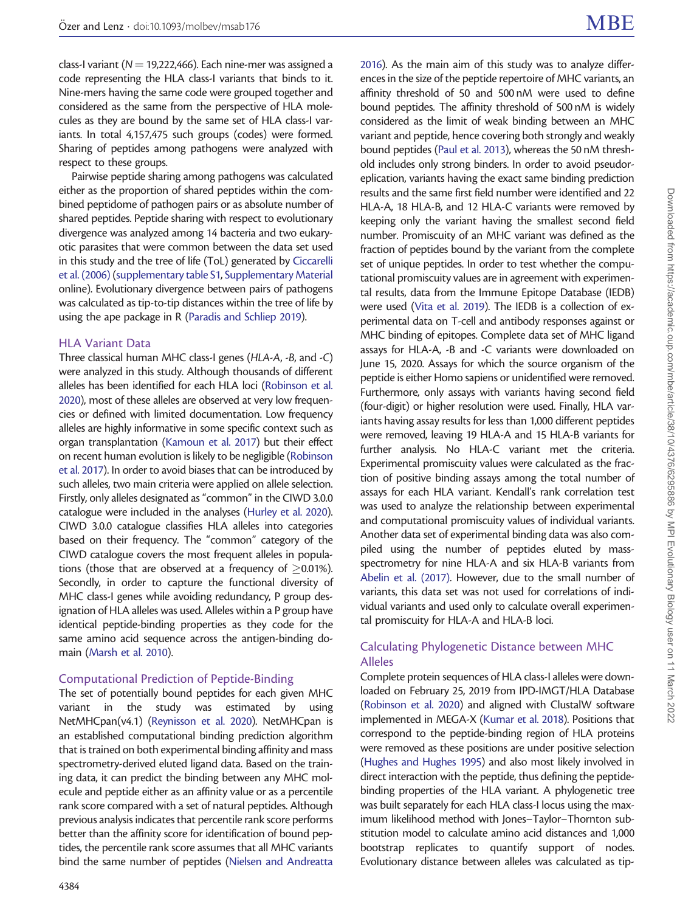class-I variant ($N = 19{,}222{,}466$). Each nine-mer was assigned a code representing the HLA class-I variants that binds to it. Nine-mers having the same code were grouped together and considered as the same from the perspective of HLA molecules as they are bound by the same set of HLA class-I variants. In total 4,157,475 such groups (codes) were formed. Sharing of peptides among pathogens were analyzed with respect to these groups.

Pairwise peptide sharing among pathogens was calculated either as the proportion of shared peptides within the combined peptidome of pathogen pairs or as absolute number of shared peptides. Peptide sharing with respect to evolutionary divergence was analyzed among 14 bacteria and two eukaryotic parasites that were common between the data set used in this study and the tree of life (ToL) generated by Ciccarelli et al. (2006) (supplementary table S1, Supplementary Material online). Evolutionary divergence between pairs of pathogens was calculated as tip-to-tip distances within the tree of life by using the ape package in R (Paradis and Schliep 2019).

### HLA Variant Data

Three classical human MHC class-I genes (*HLA-A*, *-B*, and *-C*) were analyzed in this study. Although thousands of different alleles has been identified for each HLA loci (Robinson et al. 2020), most of these alleles are observed at very low frequencies or defined with limited documentation. Low frequency alleles are highly informative in some specific context such as organ transplantation (Kamoun et al. 2017) but their effect on recent human evolution is likely to be negligible (Robinson et al. 2017). In order to avoid biases that can be introduced by such alleles, two main criteria were applied on allele selection. Firstly, only alleles designated as "common" in the CIWD 3.0.0 catalogue were included in the analyses (Hurley et al. 2020). CIWD 3.0.0 catalogue classifies HLA alleles into categories based on their frequency. The "common" category of the CIWD catalogue covers the most frequent alleles in populations (those that are observed at a frequency of $\geq$0.01%). Secondly, in order to capture the functional diversity of MHC class-I genes while avoiding redundancy, P group designation of HLA alleles was used. Alleles within a P group have identical peptide-binding properties as they code for the same amino acid sequence across the antigen-binding domain (Marsh et al. 2010).

### Computational Prediction of Peptide-Binding

The set of potentially bound peptides for each given MHC variant in the study was estimated by using NetMHCpan(v4.1) (Reynisson et al. 2020). NetMHCpan is an established computational binding prediction algorithm that is trained on both experimental binding affinity and mass spectrometry-derived eluted ligand data. Based on the training data, it can predict the binding between any MHC molecule and peptide either as an affinity value or as a percentile rank score compared with a set of natural peptides. Although previous analysis indicates that percentile rank score performs better than the affinity score for identification of bound peptides, the percentile rank score assumes that all MHC variants bind the same number of peptides (Nielsen and Andreatta 2016). As the main aim of this study was to analyze differences in the size of the peptide repertoire of MHC variants, an affinity threshold of 50 and 500 nM were used to define bound peptides. The affinity threshold of 500 nM is widely considered as the limit of weak binding between an MHC variant and peptide, hence covering both strongly and weakly bound peptides (Paul et al. 2013), whereas the 50 nM threshold includes only strong binders. In order to avoid pseudoreplication, variants having the exact same binding prediction results and the same first field number were identified and 22 HLA-A, 18 HLA-B, and 12 HLA-C variants were removed by keeping only the variant having the smallest second field number. Promiscuity of an MHC variant was defined as the fraction of peptides bound by the variant from the complete set of unique peptides. In order to test whether the computational promiscuity values are in agreement with experimental results, data from the Immune Epitope Database (IEDB) were used (Vita et al. 2019). The IEDB is a collection of experimental data on T-cell and antibody responses against or MHC binding of epitopes. Complete data set of MHC ligand assays for HLA-A, -B and -C variants were downloaded on June 15, 2020. Assays for which the source organism of the peptide is either Homo sapiens or unidentified were removed. Furthermore, only assays with variants having second field (four-digit) or higher resolution were used. Finally, HLA variants having assay results for less than 1,000 different peptides were removed, leaving 19 HLA-A and 15 HLA-B variants for further analysis. No HLA-C variant met the criteria. Experimental promiscuity values were calculated as the fraction of positive binding assays among the total number of assays for each HLA variant. Kendall's rank correlation test was used to analyze the relationship between experimental and computational promiscuity values of individual variants. Another data set of experimental binding data was also compiled using the number of peptides eluted by mass-spectrometry for nine HLA-A and six HLA-B variants from Abelin et al. (2017). However, due to the small number of variants, this data set was not used for correlations of individual variants and used only to calculate overall experimental promiscuity for HLA-A and HLA-B loci.

### Calculating Phylogenetic Distance between MHC Alleles

Complete protein sequences of HLA class-I alleles were downloaded on February 25, 2019 from IPD-IMGT/HLA Database (Robinson et al. 2020) and aligned with ClustalW software implemented in MEGA-X (Kumar et al. 2018). Positions that correspond to the peptide-binding region of HLA proteins were removed as these positions are under positive selection (Hughes and Hughes 1995) and also most likely involved in direct interaction with the peptide, thus defining the peptide-binding properties of the HLA variant. A phylogenetic tree was built separately for each HLA class-I locus using the maximum likelihood method with Jones–Taylor–Thornton substitution model to calculate amino acid distances and 1,000 bootstrap replicates to quantify support of nodes. Evolutionary distance between alleles was calculated as tip-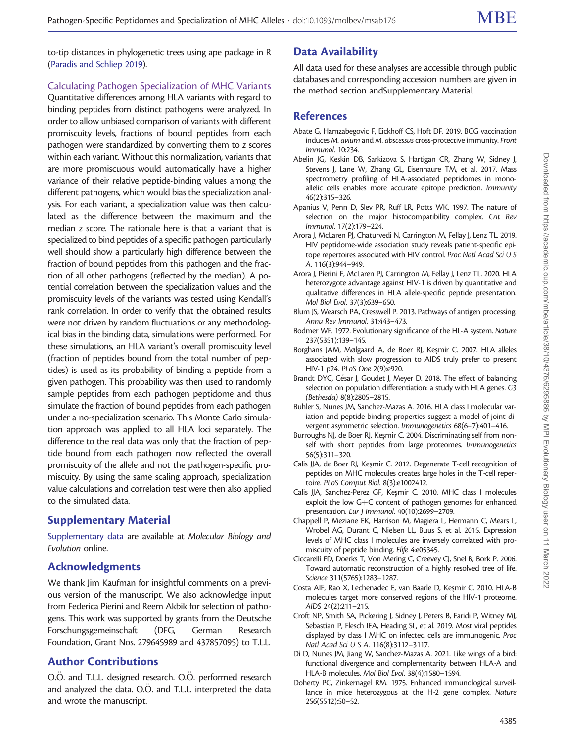to-tip distances in phylogenetic trees using ape package in R (Paradis and Schliep 2019).

### Calculating Pathogen Specialization of MHC Variants

Quantitative differences among HLA variants with regard to binding peptides from distinct pathogens were analyzed. In order to allow unbiased comparison of variants with different promiscuity levels, fractions of bound peptides from each pathogen were standardized by converting them to z scores within each variant. Without this normalization, variants that are more promiscuous would automatically have a higher variance of their relative peptide-binding values among the different pathogens, which would bias the specialization analysis. For each variant, a specialization value was then calculated as the difference between the maximum and the median z score. The rationale here is that a variant that is specialized to bind peptides of a specific pathogen particularly well should show a particularly high difference between the fraction of bound peptides from this pathogen and the fraction of all other pathogens (reflected by the median). A potential correlation between the specialization values and the promiscuity levels of the variants was tested using Kendall's rank correlation. In order to verify that the obtained results were not driven by random fluctuations or any methodological bias in the binding data, simulations were performed. For these simulations, an HLA variant's overall promiscuity level (fraction of peptides bound from the total number of peptides) is used as its probability of binding a peptide from a given pathogen. This probability was then used to randomly sample peptides from each pathogen peptidome and thus simulate the fraction of bound peptides from each pathogen under a no-specialization scenario. This Monte Carlo simulation approach was applied to all HLA loci separately. The difference to the real data was only that the fraction of peptide bound from each pathogen now reflected the overall promiscuity of the allele and not the pathogen-specific promiscuity. By using the same scaling approach, specialization value calculations and correlation test were then also applied to the simulated data.

## Supplementary Material

Supplementary data are available at *Molecular Biology and Evolution* online.

## Acknowledgments

We thank Jim Kaufman for insightful comments on a previous version of the manuscript. We also acknowledge input from Federica Pierini and Reem Akbik for selection of pathogens. This work was supported by grants from the Deutsche Forschungsgemeinschaft (DFG, German Research Foundation, Grant Nos. 279645989 and 437857095) to T.L.L.

## Author Contributions

O.Ö. and T.L.L. designed research. O.Ö. performed research and analyzed the data. O.Ö. and T.L.L. interpreted the data and wrote the manuscript.

## Data Availability

All data used for these analyses are accessible through public databases and corresponding accession numbers are given in the method section andSupplementary Material.

## References

Abate G, Hamzabegovic F, Eickhoff CS, Hoft DF. 2019. BCG vaccination induces *M. avium* and *M. abscessus* cross-protective immunity. *Front Immunol.* 10:234.

Abelin JG, Keskin DB, Sarkizova S, Hartigan CR, Zhang W, Sidney J, Stevens J, Lane W, Zhang GL, Eisenhaure TM, et al. 2017. Mass spectrometry profiling of HLA-associated peptidomes in mono-allelic cells enables more accurate epitope prediction. *Immunity* 46(2):315–326.

Apanius V, Penn D, Slev PR, Ruff LR, Potts WK. 1997. The nature of selection on the major histocompatibility complex. *Crit Rev Immunol.* 17(2):179–224.

Arora J, McLaren PJ, Chaturvedi N, Carrington M, Fellay J, Lenz TL. 2019. HIV peptidome-wide association study reveals patient-specific epitope repertoires associated with HIV control. *Proc Natl Acad Sci U S A.* 116(3):944–949.

Arora J, Pierini F, McLaren PJ, Carrington M, Fellay J, Lenz TL. 2020. HLA heterozygote advantage against HIV-1 is driven by quantitative and qualitative differences in HLA allele-specific peptide presentation. *Mol Biol Evol.* 37(3):639–650.

Blum JS, Wearsch PA, Cresswell P. 2013. Pathways of antigen processing. *Annu Rev Immunol.* 31:443–473.

Bodmer WF. 1972. Evolutionary significance of the HL-A system. *Nature* 237(5351):139–145.

Borghans JAM, Mølgaard A, de Boer RJ, Keşmir C. 2007. HLA alleles associated with slow progression to AIDS truly prefer to present HIV-1 p24. *PLoS One* 2(9):e920.

Brandt DYC, César J, Goudet J, Meyer D. 2018. The effect of balancing selection on population differentiation: a study with HLA genes. *G3 (Bethesda)* 8(8):2805–2815.

Buhler S, Nunes JM, Sanchez-Mazas A. 2016. HLA class I molecular variation and peptide-binding properties suggest a model of joint divergent asymmetric selection. *Immunogenetics* 68(6–7):401–416.

Burroughs NJ, de Boer RJ, Keşmir C. 2004. Discriminating self from nonself with short peptides from large proteomes. *Immunogenetics* 56(5):311–320.

Calis JJA, de Boer RJ, Keşmir C. 2012. Degenerate T-cell recognition of peptides on MHC molecules creates large holes in the T-cell repertoire. *PLoS Comput Biol.* 8(3):e1002412.

Calis JJA, Sanchez-Perez GF, Keşmir C. 2010. MHC class I molecules exploit the low G+C content of pathogen genomes for enhanced presentation. *Eur J Immunol.* 40(10):2699–2709.

Chappell P, Meziane EK, Harrison M, Magiera L, Hermann C, Mears L, Wrobel AG, Durant C, Nielsen LL, Buus S, et al. 2015. Expression levels of MHC class I molecules are inversely correlated with promiscuity of peptide binding. *Elife* 4:e05345.

Ciccarelli FD, Doerks T, Von Mering C, Creevey CJ, Snel B, Bork P. 2006. Toward automatic reconstruction of a highly resolved tree of life. *Science* 311(5765):1283–1287.

Costa AIF, Rao X, Lechenadec E, van Baarle D, Keşmir C. 2010. HLA-B molecules target more conserved regions of the HIV-1 proteome. *AIDS* 24(2):211–215.

Croft NP, Smith SA, Pickering J, Sidney J, Peters B, Faridi P, Witney MJ, Sebastian P, Flesch IEA, Heading SL, et al. 2019. Most viral peptides displayed by class I MHC on infected cells are immunogenic. *Proc Natl Acad Sci U S A.* 116(8):3112–3117.

Di D, Nunes JM, Jiang W, Sanchez-Mazas A. 2021. Like wings of a bird: functional divergence and complementarity between HLA-A and HLA-B molecules. *Mol Biol Evol.* 38(4):1580–1594.

Doherty PC, Zinkernagel RM. 1975. Enhanced immunological surveillance in mice heterozygous at the H-2 gene complex. *Nature* 256(5512):50–52.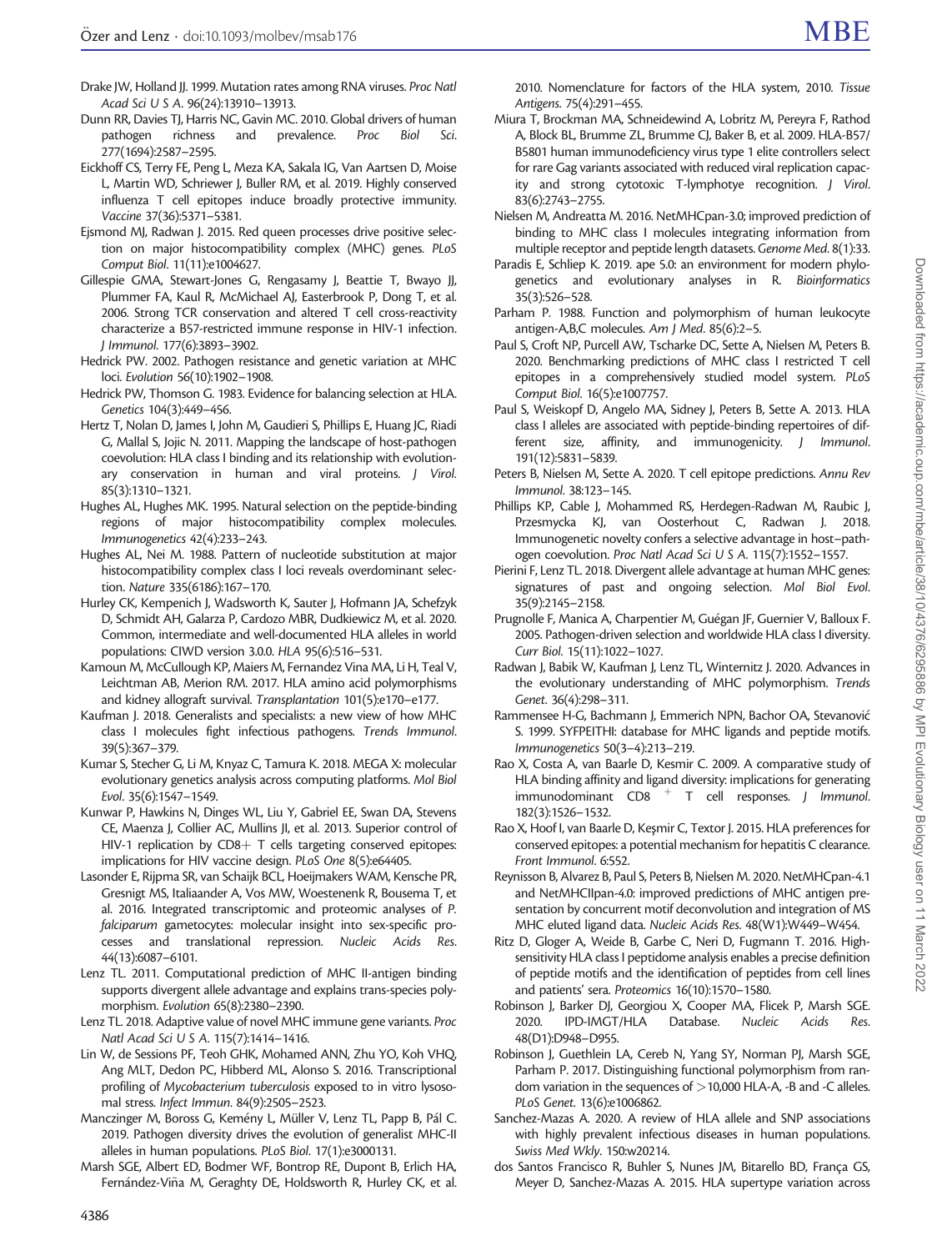Drake JW, Holland JJ. 1999. Mutation rates among RNA viruses. *Proc Natl Acad Sci U S A*. 96(24):13910–13913.

Dunn RR, Davies TJ, Harris NC, Gavin MC. 2010. Global drivers of human pathogen richness and prevalence. *Proc Biol Sci*. 277(1694):2587–2595.

Eickhoff CS, Terry FE, Peng L, Meza KA, Sakala IG, Van Aartsen D, Moise L, Martin WD, Schriewer J, Buller RM, et al. 2019. Highly conserved influenza T cell epitopes induce broadly protective immunity. *Vaccine* 37(36):5371–5381.

Ejsmond MJ, Radwan J. 2015. Red queen processes drive positive selection on major histocompatibility complex (MHC) genes. *PLoS Comput Biol*. 11(11):e1004627.

Gillespie GMA, Stewart-Jones G, Rengasamy J, Beattie T, Bwayo JJ, Plummer FA, Kaul R, McMichael AJ, Easterbrook P, Dong T, et al. 2006. Strong TCR conservation and altered T cell cross-reactivity characterize a B57-restricted immune response in HIV-1 infection. *J Immunol*. 177(6):3893–3902.

Hedrick PW. 2002. Pathogen resistance and genetic variation at MHC loci. *Evolution* 56(10):1902–1908.

Hedrick PW, Thomson G. 1983. Evidence for balancing selection at HLA. *Genetics* 104(3):449–456.

Hertz T, Nolan D, James I, John M, Gaudieri S, Phillips E, Huang JC, Riadi G, Mallal S, Jojic N. 2011. Mapping the landscape of host-pathogen coevolution: HLA class I binding and its relationship with evolutionary conservation in human and viral proteins. *J Virol*. 85(3):1310–1321.

Hughes AL, Hughes MK. 1995. Natural selection on the peptide-binding regions of major histocompatibility complex molecules. *Immunogenetics* 42(4):233–243.

Hughes AL, Nei M. 1988. Pattern of nucleotide substitution at major histocompatibility complex class I loci reveals overdominant selection. *Nature* 335(6186):167–170.

Hurley CK, Kempenich J, Wadsworth K, Sauter J, Hofmann JA, Schefzyk D, Schmidt AH, Galarza P, Cardozo MBR, Dudkiewicz M, et al. 2020. Common, intermediate and well-documented HLA alleles in world populations: CIWD version 3.0.0. *HLA* 95(6):516–531.

Kamoun M, McCullough KP, Maiers M, Fernandez Vina MA, Li H, Teal V, Leichtman AB, Merion RM. 2017. HLA amino acid polymorphisms and kidney allograft survival. *Transplantation* 101(5):e170–e177.

Kaufman J. 2018. Generalists and specialists: a new view of how MHC class I molecules fight infectious pathogens. *Trends Immunol*. 39(5):367–379.

Kumar S, Stecher G, Li M, Knyaz C, Tamura K. 2018. MEGA X: molecular evolutionary genetics analysis across computing platforms. *Mol Biol Evol*. 35(6):1547–1549.

Kunwar P, Hawkins N, Dinges WL, Liu Y, Gabriel EE, Swan DA, Stevens CE, Maenza J, Collier AC, Mullins JI, et al. 2013. Superior control of HIV-1 replication by CD8+ T cells targeting conserved epitopes: implications for HIV vaccine design. *PLoS One* 8(5):e64405.

Lasonder E, Rijpma SR, van Schaijk BCL, Hoeijmakers WAM, Kensche PR, Gresnigt MS, Italiaander A, Vos MW, Woestenenk R, Bousema T, et al. 2016. Integrated transcriptomic and proteomic analyses of *P. falciparum* gametocytes: molecular insight into sex-specific processes and translational repression. *Nucleic Acids Res*. 44(13):6087–6101.

Lenz TL. 2011. Computational prediction of MHC II-antigen binding supports divergent allele advantage and explains trans-species polymorphism. *Evolution* 65(8):2380–2390.

Lenz TL. 2018. Adaptive value of novel MHC immune gene variants. *Proc Natl Acad Sci U S A*. 115(7):1414–1416.

Lin W, de Sessions PF, Teoh GHK, Mohamed ANN, Zhu YO, Koh VHQ, Ang MLT, Dedon PC, Hibberd ML, Alonso S. 2016. Transcriptional profiling of *Mycobacterium tuberculosis* exposed to in vitro lysosomal stress. *Infect Immun*. 84(9):2505–2523.

Manczinger M, Boross G, Kemény L, Müller V, Lenz TL, Papp B, Pál C. 2019. Pathogen diversity drives the evolution of generalist MHC-II alleles in human populations. *PLoS Biol*. 17(1):e3000131.

Marsh SGE, Albert ED, Bodmer WF, Bontrop RE, Dupont B, Erlich HA, Fernández-Viña M, Geraghty DE, Holdsworth R, Hurley CK, et al. 2010. Nomenclature for factors of the HLA system, 2010. *Tissue Antigens*. 75(4):291–455.

Miura T, Brockman MA, Schneidewind A, Lobritz M, Pereyra F, Rathod A, Block BL, Brumme ZL, Brumme CJ, Baker B, et al. 2009. HLA-B57/B5801 human immunodeficiency virus type 1 elite controllers select for rare Gag variants associated with reduced viral replication capacity and strong cytotoxic T-lymphotye recognition. *J Virol*. 83(6):2743–2755.

Nielsen M, Andreatta M. 2016. NetMHCpan-3.0; improved prediction of binding to MHC class I molecules integrating information from multiple receptor and peptide length datasets. *Genome Med*. 8(1):33.

Paradis E, Schliep K. 2019. ape 5.0: an environment for modern phylogenetics and evolutionary analyses in R. *Bioinformatics* 35(3):526–528.

Parham P. 1988. Function and polymorphism of human leukocyte antigen-A,B,C molecules. *Am J Med*. 85(6):2–5.

Paul S, Croft NP, Purcell AW, Tscharke DC, Sette A, Nielsen M, Peters B. 2020. Benchmarking predictions of MHC class I restricted T cell epitopes in a comprehensively studied model system. *PLoS Comput Biol*. 16(5):e1007757.

Paul S, Weiskopf D, Angelo MA, Sidney J, Peters B, Sette A. 2013. HLA class I alleles are associated with peptide-binding repertoires of different size, affinity, and immunogenicity. *J Immunol*. 191(12):5831–5839.

Peters B, Nielsen M, Sette A. 2020. T cell epitope predictions. *Annu Rev Immunol*. 38:123–145.

Phillips KP, Cable J, Mohammed RS, Herdegen-Radwan M, Raubic J, Przesmycka KJ, van Oosterhout C, Radwan J. 2018. Immunogenetic novelty confers a selective advantage in host–pathogen coevolution. *Proc Natl Acad Sci U S A*. 115(7):1552–1557.

Pierini F, Lenz TL. 2018. Divergent allele advantage at human MHC genes: signatures of past and ongoing selection. *Mol Biol Evol*. 35(9):2145–2158.

Prugnolle F, Manica A, Charpentier M, Guégan JF, Guernier V, Balloux F. 2005. Pathogen-driven selection and worldwide HLA class I diversity. *Curr Biol*. 15(11):1022–1027.

Radwan J, Babik W, Kaufman J, Lenz TL, Winternitz J. 2020. Advances in the evolutionary understanding of MHC polymorphism. *Trends Genet*. 36(4):298–311.

Rammensee H-G, Bachmann J, Emmerich NPN, Bachor OA, Stevanović S. 1999. SYFPEITHI: database for MHC ligands and peptide motifs. *Immunogenetics* 50(3–4):213–219.

Rao X, Costa A, van Baarle D, Kesmir C. 2009. A comparative study of HLA binding affinity and ligand diversity: implications for generating immunodominant CD8 $^{+}$ T cell responses. *J Immunol*. 182(3):1526–1532.

Rao X, Hoof I, van Baarle D, Keşmir C, Textor J. 2015. HLA preferences for conserved epitopes: a potential mechanism for hepatitis C clearance. *Front Immunol*. 6:552.

Reynisson B, Alvarez B, Paul S, Peters B, Nielsen M. 2020. NetMHCpan-4.1 and NetMHCIIpan-4.0: improved predictions of MHC antigen presentation by concurrent motif deconvolution and integration of MS MHC eluted ligand data. *Nucleic Acids Res*. 48(W1):W449–W454.

Ritz D, Gloger A, Weide B, Garbe C, Neri D, Fugmann T. 2016. High-sensitivity HLA class I peptidome analysis enables a precise definition of peptide motifs and the identification of peptides from cell lines and patients' sera. *Proteomics* 16(10):1570–1580.

Robinson J, Barker DJ, Georgiou X, Cooper MA, Flicek P, Marsh SGE. 2020. IPD-IMGT/HLA Database. *Nucleic Acids Res*. 48(D1):D948–D955.

Robinson J, Guethlein LA, Cereb N, Yang SY, Norman PJ, Marsh SGE, Parham P. 2017. Distinguishing functional polymorphism from random variation in the sequences of >10,000 HLA-A, -B and -C alleles. *PLoS Genet*. 13(6):e1006862.

Sanchez-Mazas A. 2020. A review of HLA allele and SNP associations with highly prevalent infectious diseases in human populations. *Swiss Med Wkly*. 150:w20214.

dos Santos Francisco R, Buhler S, Nunes JM, Bitarello BD, França GS, Meyer D, Sanchez-Mazas A. 2015. HLA supertype variation across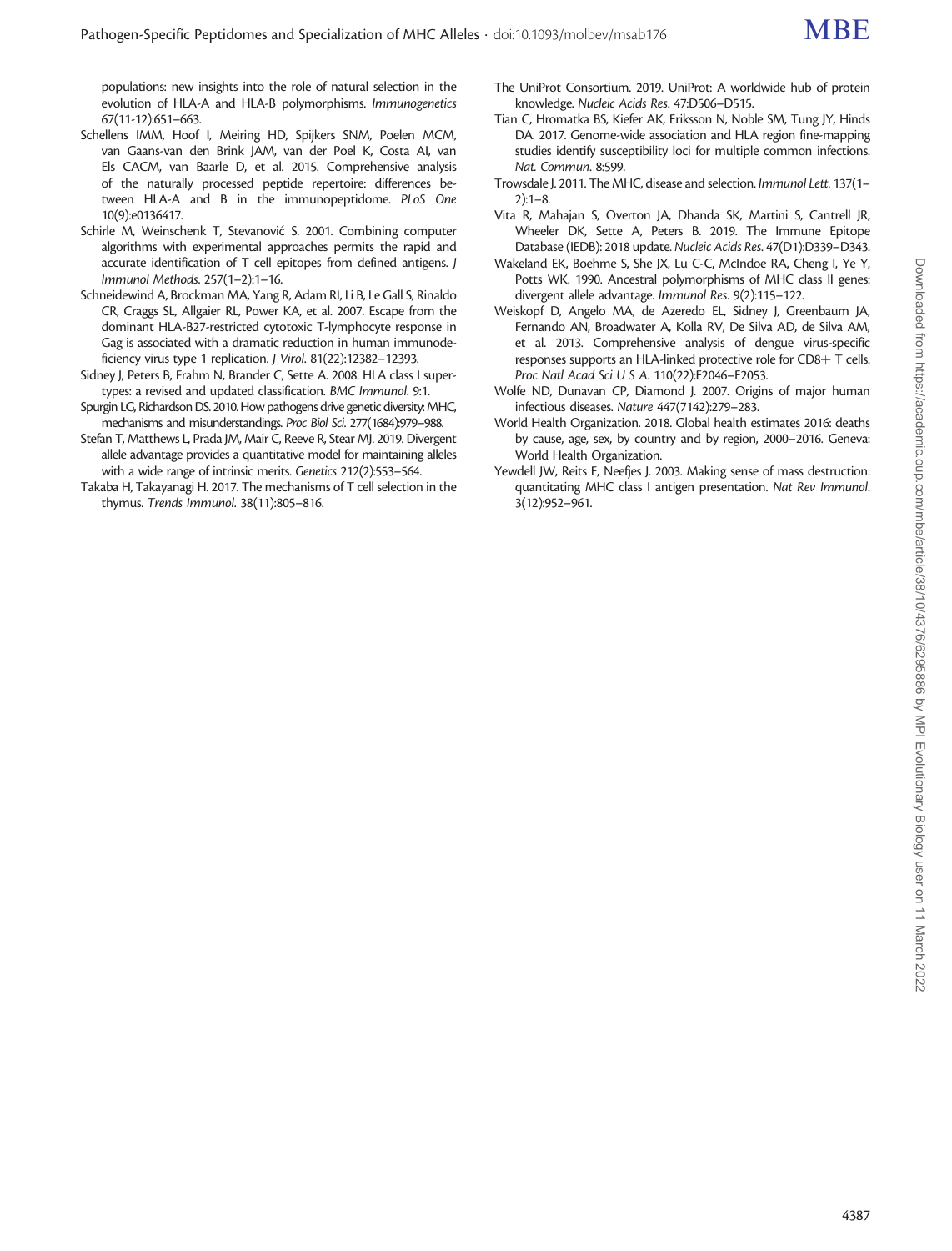populations: new insights into the role of natural selection in the evolution of HLA-A and HLA-B polymorphisms. *Immunogenetics* 67(11-12):651–663.

Schellens IMM, Hoof I, Meiring HD, Spijkers SNM, Poelen MCM, van Gaans-van den Brink JAM, van der Poel K, Costa AI, van Els CACM, van Baarle D, et al. 2015. Comprehensive analysis of the naturally processed peptide repertoire: differences between HLA-A and B in the immunopeptidome. *PLoS One* 10(9):e0136417.

Schirle M, Weinschenk T, Stevanović S. 2001. Combining computer algorithms with experimental approaches permits the rapid and accurate identification of T cell epitopes from defined antigens. *J Immunol Methods*. 257(1–2):1–16.

Schneidewind A, Brockman MA, Yang R, Adam RI, Li B, Le Gall S, Rinaldo CR, Craggs SL, Allgaier RL, Power KA, et al. 2007. Escape from the dominant HLA-B27-restricted cytotoxic T-lymphocyte response in Gag is associated with a dramatic reduction in human immunodeficiency virus type 1 replication. *J Virol*. 81(22):12382–12393.

Sidney J, Peters B, Frahm N, Brander C, Sette A. 2008. HLA class I supertypes: a revised and updated classification. *BMC Immunol*. 9:1.

Spurgin LG, Richardson DS. 2010. How pathogens drive genetic diversity: MHC, mechanisms and misunderstandings. *Proc Biol Sci*. 277(1684):979–988.

Stefan T, Matthews L, Prada JM, Mair C, Reeve R, Stear MJ. 2019. Divergent allele advantage provides a quantitative model for maintaining alleles with a wide range of intrinsic merits. *Genetics* 212(2):553–564.

Takaba H, Takayanagi H. 2017. The mechanisms of T cell selection in the thymus. *Trends Immunol*. 38(11):805–816.

The UniProt Consortium. 2019. UniProt: A worldwide hub of protein knowledge. *Nucleic Acids Res*. 47:D506–D515.

Tian C, Hromatka BS, Kiefer AK, Eriksson N, Noble SM, Tung JY, Hinds DA. 2017. Genome-wide association and HLA region fine-mapping studies identify susceptibility loci for multiple common infections. *Nat. Commun*. 8:599.

Trowsdale J. 2011. The MHC, disease and selection. *Immunol Lett*. 137(1–2):1–8.

Vita R, Mahajan S, Overton JA, Dhanda SK, Martini S, Cantrell JR, Wheeler DK, Sette A, Peters B. 2019. The Immune Epitope Database (IEDB): 2018 update. *Nucleic Acids Res*. 47(D1):D339–D343.

Wakeland EK, Boehme S, She JX, Lu C-C, McIndoe RA, Cheng I, Ye Y, Potts WK. 1990. Ancestral polymorphisms of MHC class II genes: divergent allele advantage. *Immunol Res*. 9(2):115–122.

Weiskopf D, Angelo MA, de Azeredo EL, Sidney J, Greenbaum JA, Fernando AN, Broadwater A, Kolla RV, De Silva AD, de Silva AM, et al. 2013. Comprehensive analysis of dengue virus-specific responses supports an HLA-linked protective role for CD8+ T cells. *Proc Natl Acad Sci U S A*. 110(22):E2046–E2053.

Wolfe ND, Dunavan CP, Diamond J. 2007. Origins of major human infectious diseases. *Nature* 447(7142):279–283.

World Health Organization. 2018. Global health estimates 2016: deaths by cause, age, sex, by country and by region, 2000–2016. Geneva: World Health Organization.

Yewdell JW, Reits E, Neefjes J. 2003. Making sense of mass destruction: quantitating MHC class I antigen presentation. *Nat Rev Immunol*. 3(12):952–961.